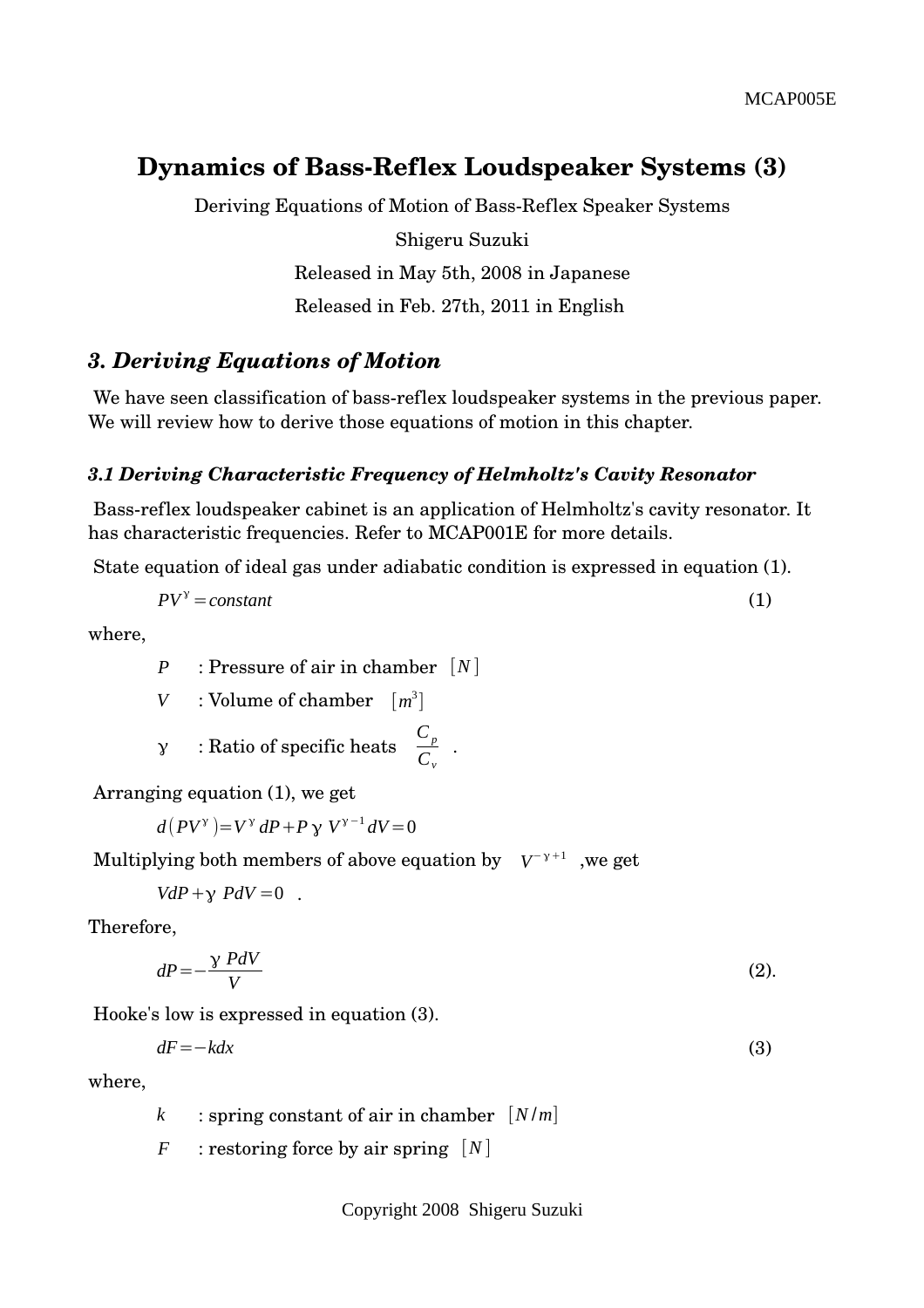MCAP005E

# Dynamics of Bass-Reflex Loudspeaker Systems (3)

Deriving Equations of Motion of Bass-Reflex Speaker Systems

Shigeru Suzuki

Released in May 5th, 2008 in Japanese

Released in Feb. 27th, 2011 in English

## *3. Deriving Equations of Motion*

We have seen classification of bass-reflex loudspeaker systems in the previous paper. We will review how to derive those equations of motion in this chapter.

### *3.1 Deriving Characteristic Frequency of Helmholtz's Cavity Resonator*

Bass-reflex loudspeaker cabinet is an application of Helmholtz's cavity resonator. It has characteristic frequencies. Refer to MCAP001E for more details.

State equation of ideal gas under adiabatic condition is expressed in equation (1).

$$PV^{\gamma} = constant \tag{1}$$

where,

- $P$ : Pressure of air in chamber $[N]$
- $V$ : Volume of chamber $[m^3]$
- $\gamma$ : Ratio of specific heats $\dfrac{C_p}{C_v}$ .

Arranging equation (1), we get

$$d(PV^{\gamma}) = V^{\gamma}dP + P\gamma V^{\gamma-1}dV = 0$$

Multiplying both members of above equation by $V^{-\gamma+1}$ ,we get

$$VdP + \gamma PdV = 0 \quad .$$

Therefore,

$$dP = -\frac{\gamma PdV}{V} \tag{2}$$

Hooke's low is expressed in equation (3).

$$dF = -kdx \tag{3}$$

where,

- $k$ : spring constant of air in chamber $[N/m]$
- $F$ : restoring force by air spring $[N]$

Copyright 2008 Shigeru Suzuki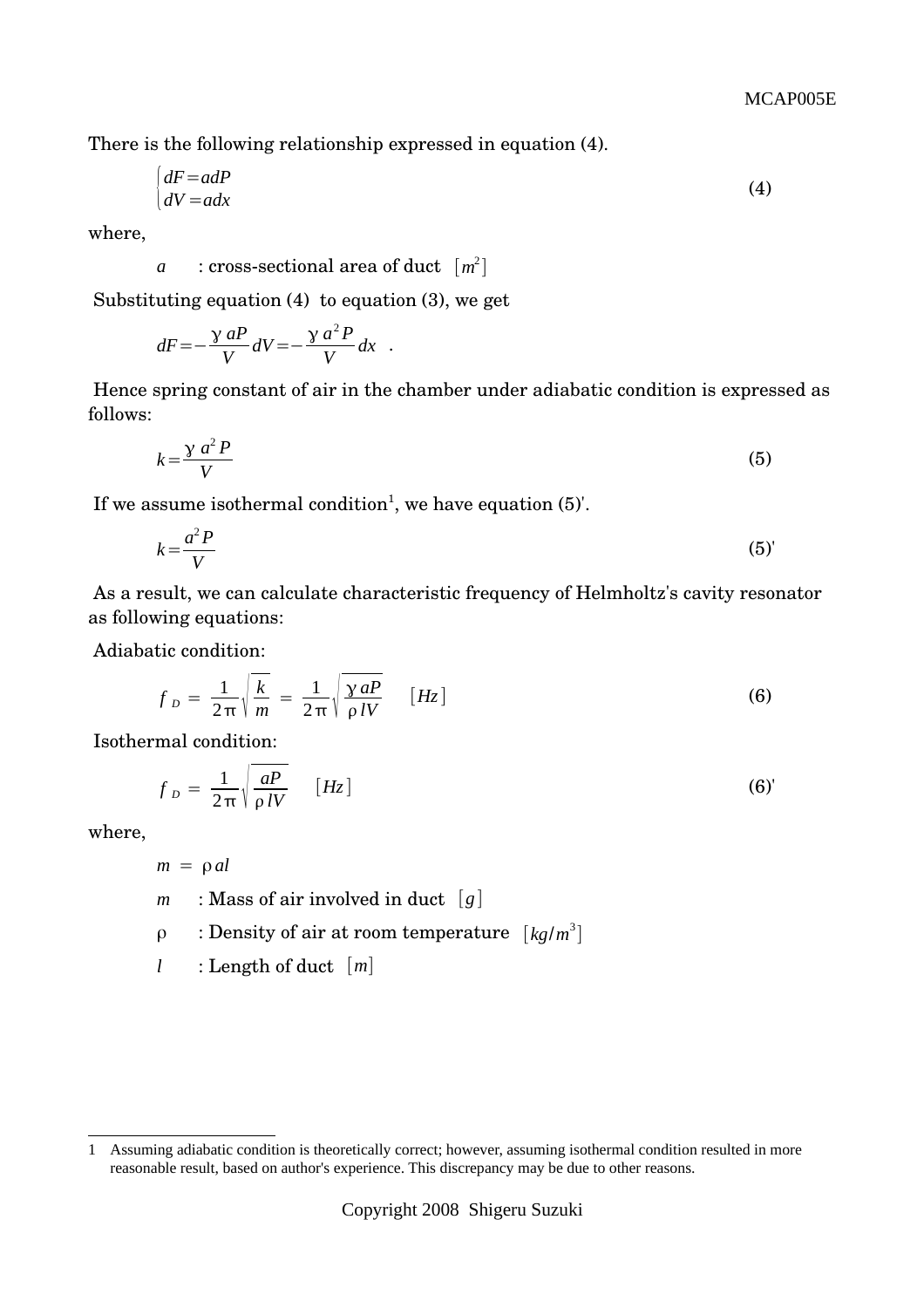There is the following relationship expressed in equation (4).

$$\begin{cases} dF = a dP \\ dV = a dx \end{cases} \tag{4}$$

where,

$a$ : cross-sectional area of duct $[m^2]$

Substituting equation (4) to equation (3), we get

$$dF = -\frac{\gamma aP}{V} dV = -\frac{\gamma a^2 P}{V} dx \quad .$$

Hence spring constant of air in the chamber under adiabatic condition is expressed as follows:

$$k = \frac{\gamma a^2 P}{V} \tag{5}$$

If we assume isothermal condition[1], we have equation (5)'.

$$k = \frac{a^2 P}{V} \tag{5'}$$

As a result, we can calculate characteristic frequency of Helmholtz's cavity resonator as following equations:

Adiabatic condition:

$$f_D = \frac{1}{2\pi}\sqrt{\frac{k}{m}} = \frac{1}{2\pi}\sqrt{\frac{\gamma aP}{\rho l V}} \quad [Hz] \tag{6}$$

Isothermal condition:

$$f_D = \frac{1}{2\pi}\sqrt{\frac{aP}{\rho l V}} \quad [Hz] \tag{6'}$$

where,

$m = \rho a l$

$m$ : Mass of air involved in duct $[g]$

$\rho$ : Density of air at room temperature $[kg/m^3]$

$l$ : Length of duct $[m]$

---

1 Assuming adiabatic condition is theoretically correct; however, assuming isothermal condition resulted in more reasonable result, based on author's experience. This discrepancy may be due to other reasons.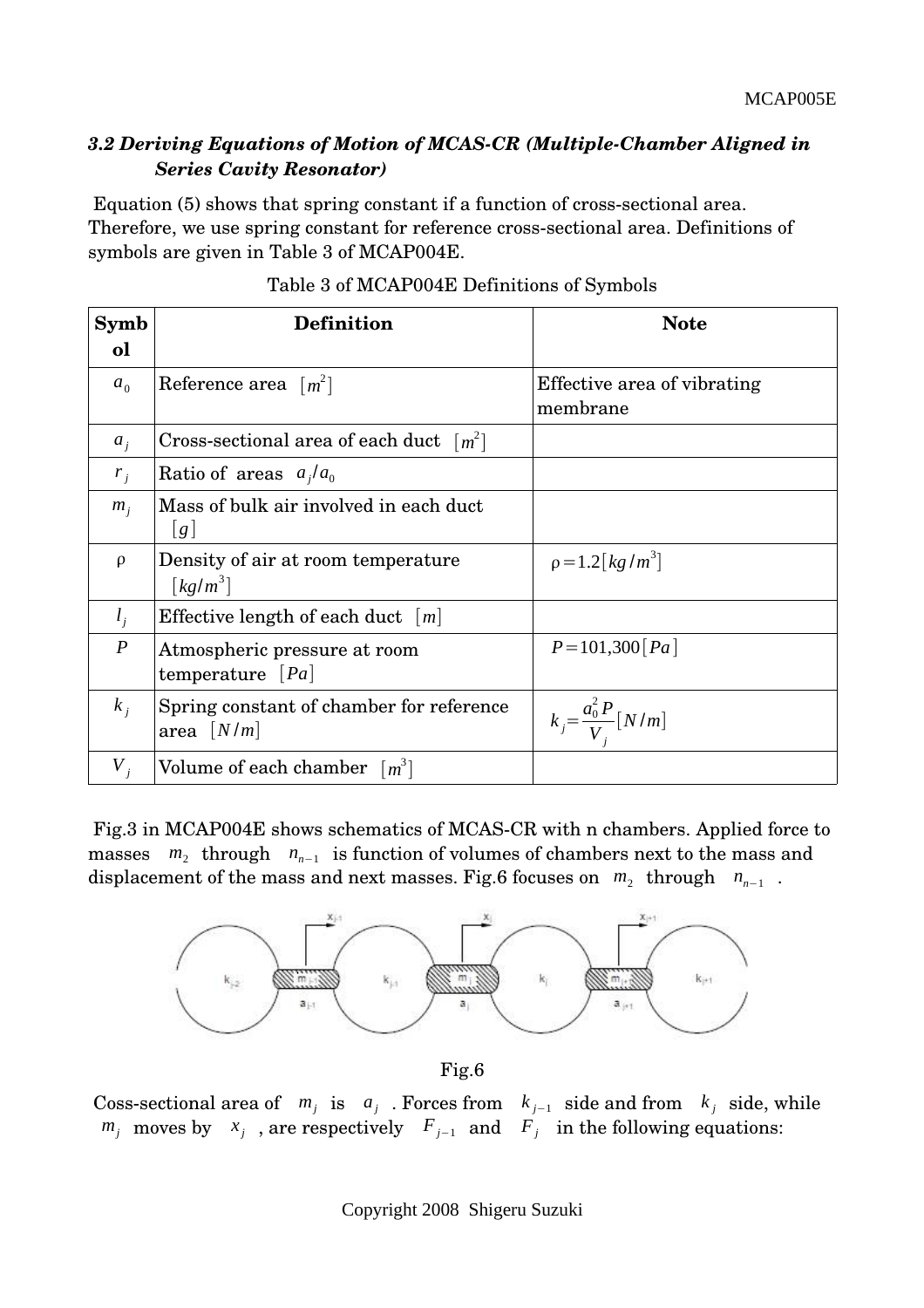### *3.2 Deriving Equations of Motion of MCAS-CR (Multiple-Chamber Aligned in Series Cavity Resonator)*

Equation (5) shows that spring constant if a function of cross-sectional area. Therefore, we use spring constant for reference cross-sectional area. Definitions of symbols are given in Table 3 of MCAP004E.

Table 3 of MCAP004E Definitions of Symbols

| Symbol | Definition | Note |
|---|---|---|
| $a_0$ | Reference area $[m^2]$ | Effective area of vibrating membrane |
| $a_j$ | Cross-sectional area of each duct $[m^2]$ | |
| $r_j$ | Ratio of areas $a_j/a_0$ | |
| $m_j$ | Mass of bulk air involved in each duct $[g]$ | |
| $\rho$ | Density of air at room temperature $[kg/m^3]$ | $\rho=1.2[kg/m^3]$ |
| $l_j$ | Effective length of each duct $[m]$ | |
| $P$ | Atmospheric pressure at room temperature $[Pa]$ | $P=101{,}300[Pa]$ |
| $k_j$ | Spring constant of chamber for reference area $[N/m]$ | $k_j=\frac{a_0^2 P}{V_j}[N/m]$ |
| $V_j$ | Volume of each chamber $[m^3]$ | |

Fig.3 in MCAP004E shows schematics of MCAS-CR with n chambers. Applied force to masses $m_2$ through $n_{n-1}$ is function of volumes of chambers next to the mass and displacement of the mass and next masses. Fig.6 focuses on $m_2$ through $n_{n-1}$ .

Fig.6

Coss-sectional area of $m_j$ is $a_j$ . Forces from $k_{j-1}$ side and from $k_j$ side, while $m_j$ moves by $x_j$ , are respectively $F_{j-1}$ and $F_j$ in the following equations: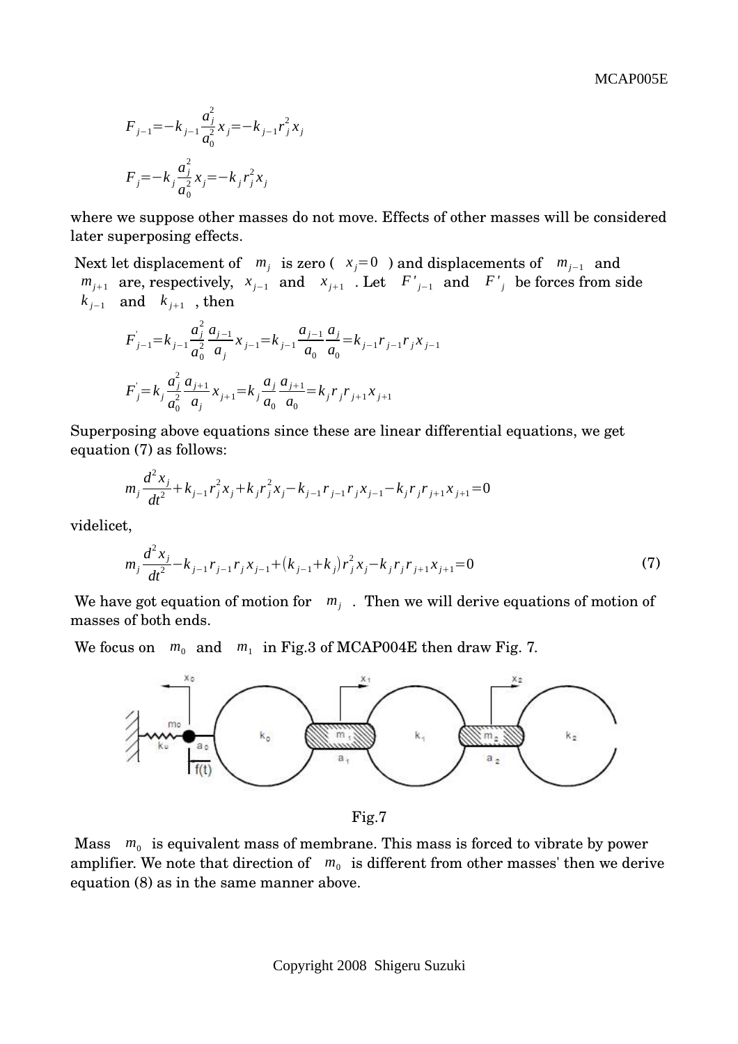$$F_{j-1} = -k_{j-1} \frac{a_j^2}{a_0^2} x_j = -k_{j-1} r_j^2 x_j$$

$$F_j = -k_j \frac{a_j^2}{a_0^2} x_j = -k_j r_j^2 x_j$$

where we suppose other masses do not move. Effects of other masses will be considered later superposing effects.

Next let displacement of $m_j$ is zero ( $x_j = 0$ ) and displacements of $m_{j-1}$ and $m_{j+1}$ are, respectively, $x_{j-1}$ and $x_{j+1}$ . Let $F'_{j-1}$ and $F'_j$ be forces from side $k_{j-1}$ and $k_{j+1}$ , then

$$F'_{j-1} = k_{j-1} \frac{a_j^2}{a_0^2} \frac{a_{j-1}}{a_j} x_{j-1} = k_{j-1} \frac{a_{j-1}}{a_0} \frac{a_j}{a_0} = k_{j-1} r_{j-1} r_j x_{j-1}$$

$$F'_j = k_j \frac{a_j^2}{a_0^2} \frac{a_{j+1}}{a_j} x_{j+1} = k_j \frac{a_j}{a_0} \frac{a_{j+1}}{a_0} = k_j r_j r_{j+1} x_{j+1}$$

Superposing above equations since these are linear differential equations, we get equation (7) as follows:

$$m_j \frac{d^2 x_j}{dt^2} + k_{j-1} r_j^2 x_j + k_j r_j^2 x_j - k_{j-1} r_{j-1} r_j x_{j-1} - k_j r_j r_{j+1} x_{j+1} = 0$$

videlicet,

$$m_j \frac{d^2 x_j}{dt^2} - k_{j-1} r_{j-1} r_j x_{j-1} + (k_{j-1} + k_j) r_j^2 x_j - k_j r_j r_{j+1} x_{j+1} = 0 \tag{7}$$

We have got equation of motion for $m_j$ . Then we will derive equations of motion of masses of both ends.

We focus on $m_0$ and $m_1$ in Fig.3 of MCAP004E then draw Fig. 7.

Fig.7

Mass $m_0$ is equivalent mass of membrane. This mass is forced to vibrate by power amplifier. We note that direction of $m_0$ is different from other masses' then we derive equation (8) as in the same manner above.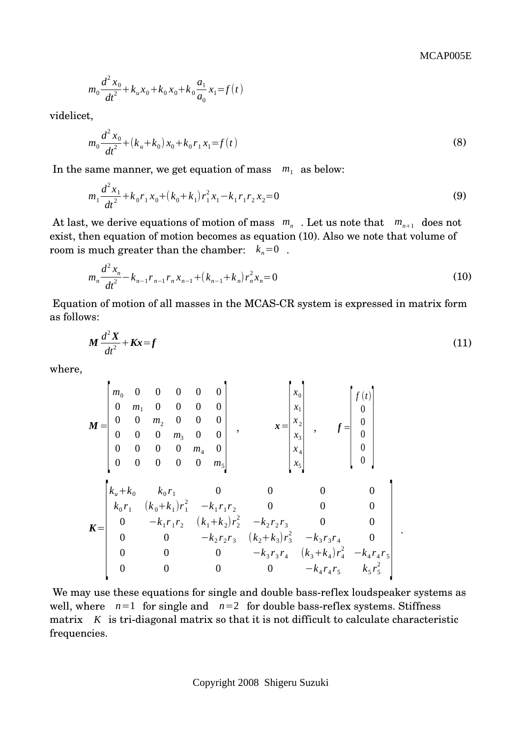$$m_0 \frac{d^2 x_0}{dt^2} + k_u x_0 + k_0 x_0 + k_0 \frac{a_1}{a_0} x_1 = f(t)$$

videlicet,

$$m_0 \frac{d^2 x_0}{dt^2} + (k_u + k_0) x_0 + k_0 r_1 x_1 = f(t) \tag{8}$$

In the same manner, we get equation of mass $m_1$ as below:

$$m_1 \frac{d^2 x_1}{dt^2} + k_0 r_1 x_0 + (k_0 + k_1) r_1^2 x_1 - k_1 r_1 r_2 x_2 = 0 \tag{9}$$

At last, we derive equations of motion of mass $m_n$ . Let us note that $m_{n+1}$ does not exist, then equation of motion becomes as equation (10). Also we note that volume of room is much greater than the chamber: $k_n = 0$ .

$$m_n \frac{d^2 x_n}{dt^2} - k_{n-1} r_{n-1} r_n x_{n-1} + (k_{n-1} + k_n) r_n^2 x_n = 0 \tag{10}$$

Equation of motion of all masses in the MCAS-CR system is expressed in matrix form as follows:

$$\boldsymbol{M} \frac{d^2 \boldsymbol{X}}{dt^2} + \boldsymbol{K x} = \boldsymbol{f} \tag{11}$$

where,

$$\boldsymbol{M} = \begin{bmatrix} m_0 & 0 & 0 & 0 & 0 & 0 \\ 0 & m_1 & 0 & 0 & 0 & 0 \\ 0 & 0 & m_2 & 0 & 0 & 0 \\ 0 & 0 & 0 & m_3 & 0 & 0 \\ 0 & 0 & 0 & 0 & m_4 & 0 \\ 0 & 0 & 0 & 0 & 0 & m_5 \end{bmatrix}, \quad \boldsymbol{x} = \begin{bmatrix} x_0 \\ x_1 \\ x_2 \\ x_3 \\ x_4 \\ x_5 \end{bmatrix}, \quad \boldsymbol{f} = \begin{bmatrix} f(t) \\ 0 \\ 0 \\ 0 \\ 0 \\ 0 \end{bmatrix}$$

$$\boldsymbol{K} = \begin{bmatrix} k_u + k_0 & k_0 r_1 & 0 & 0 & 0 & 0 \\ k_0 r_1 & (k_0 + k_1) r_1^2 & -k_1 r_1 r_2 & 0 & 0 & 0 \\ 0 & -k_1 r_1 r_2 & (k_1 + k_2) r_2^2 & -k_2 r_2 r_3 & 0 & 0 \\ 0 & 0 & -k_2 r_2 r_3 & (k_2 + k_3) r_3^2 & -k_3 r_3 r_4 & 0 \\ 0 & 0 & 0 & -k_3 r_3 r_4 & (k_3 + k_4) r_4^2 & -k_4 r_4 r_5 \\ 0 & 0 & 0 & 0 & -k_4 r_4 r_5 & k_5 r_5^2 \end{bmatrix}.$$

We may use these equations for single and double bass-reflex loudspeaker systems as well, where $n=1$ for single and $n=2$ for double bass-reflex systems. Stiffness matrix $K$ is tri-diagonal matrix so that it is not difficult to calculate characteristic frequencies.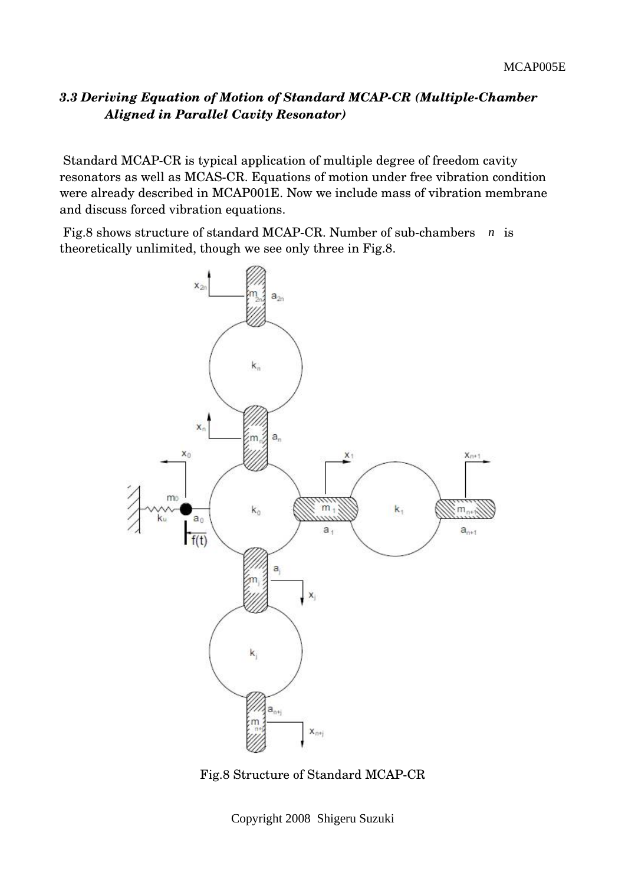### *3.3 Deriving Equation of Motion of Standard MCAP-CR (Multiple-Chamber Aligned in Parallel Cavity Resonator)*

Standard MCAP-CR is typical application of multiple degree of freedom cavity resonators as well as MCAS-CR. Equations of motion under free vibration condition were already described in MCAP001E. Now we include mass of vibration membrane and discuss forced vibration equations.

Fig.8 shows structure of standard MCAP-CR. Number of sub-chambers $n$ is theoretically unlimited, though we see only three in Fig.8.

Fig.8 Structure of Standard MCAP-CR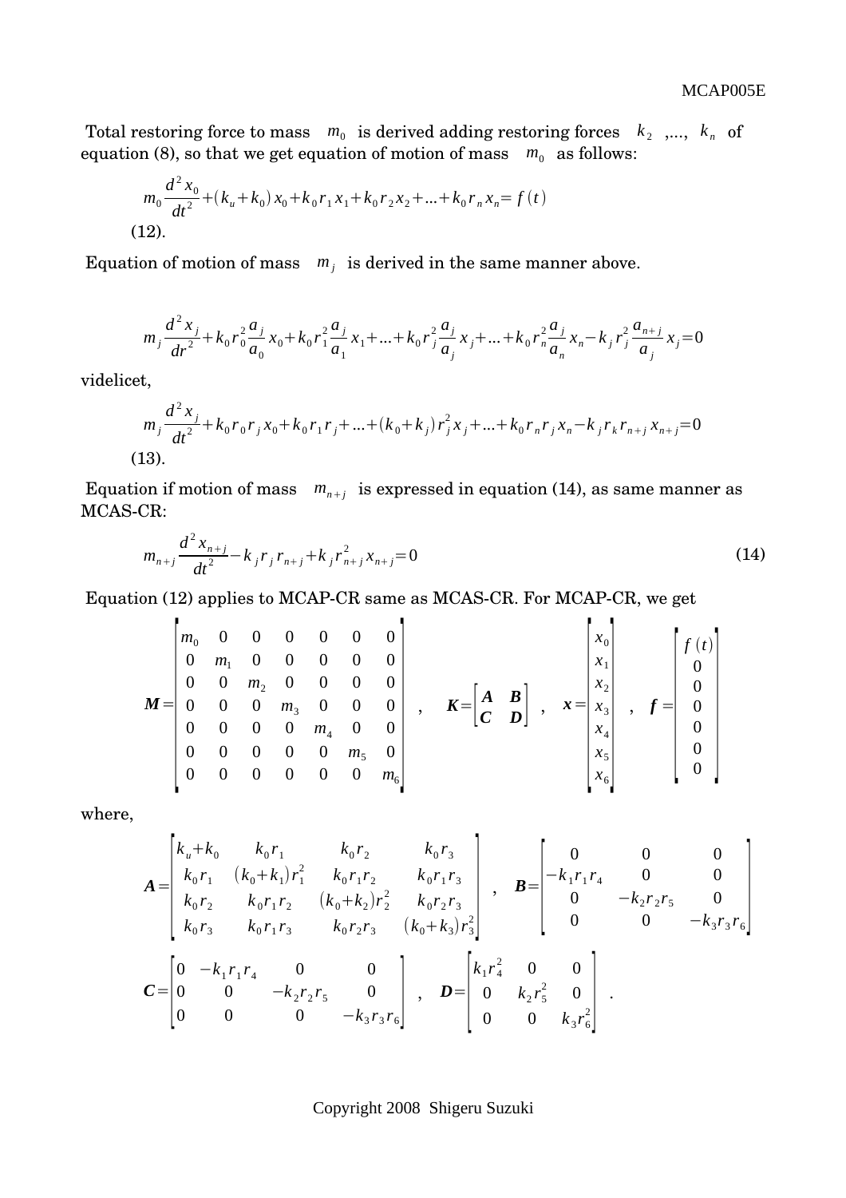Total restoring force to mass $m_0$ is derived adding restoring forces $k_2$ ,..., $k_n$ of equation (8), so that we get equation of motion of mass $m_0$ as follows:

$$m_0 \frac{d^2 x_0}{dt^2} + (k_u + k_0) x_0 + k_0 r_1 x_1 + k_0 r_2 x_2 + \ldots + k_0 r_n x_n = f(t)$$

(12).

Equation of motion of mass $m_j$ is derived in the same manner above.

$$m_j \frac{d^2 x_j}{dr^2} + k_0 r_0^2 \frac{a_j}{a_0} x_0 + k_0 r_1^2 \frac{a_j}{a_1} x_1 + \ldots + k_0 r_j^2 \frac{a_j}{a_j} x_j + \ldots + k_0 r_n^2 \frac{a_j}{a_n} x_n - k_j r_j^2 \frac{a_{n+j}}{a_j} x_j = 0$$

videlicet,

$$m_j \frac{d^2 x_j}{dt^2} + k_0 r_0 r_j x_0 + k_0 r_1 r_j + \ldots + (k_0 + k_j) r_j^2 x_j + \ldots + k_0 r_n r_j x_n - k_j r_k r_{n+j} x_{n+j} = 0$$

(13).

Equation if motion of mass $m_{n+j}$ is expressed in equation (14), as same manner as MCAS-CR:

$$m_{n+j} \frac{d^2 x_{n+j}}{dt^2} - k_j r_j r_{n+j} + k_j r_{n+j}^2 x_{n+j} = 0 \tag{14}$$

Equation (12) applies to MCAP-CR same as MCAS-CR. For MCAP-CR, we get

$$\boldsymbol{M} = \begin{bmatrix} m_0 & 0 & 0 & 0 & 0 & 0 & 0 \\ 0 & m_1 & 0 & 0 & 0 & 0 & 0 \\ 0 & 0 & m_2 & 0 & 0 & 0 & 0 \\ 0 & 0 & 0 & m_3 & 0 & 0 & 0 \\ 0 & 0 & 0 & 0 & m_4 & 0 & 0 \\ 0 & 0 & 0 & 0 & 0 & m_5 & 0 \\ 0 & 0 & 0 & 0 & 0 & 0 & m_6 \end{bmatrix} , \quad \boldsymbol{K} = \begin{bmatrix} \boldsymbol{A} & \boldsymbol{B} \\ \boldsymbol{C} & \boldsymbol{D} \end{bmatrix} , \quad \boldsymbol{x} = \begin{bmatrix} x_0 \\ x_1 \\ x_2 \\ x_3 \\ x_4 \\ x_5 \\ x_6 \end{bmatrix} , \quad \boldsymbol{f} = \begin{bmatrix} f(t) \\ 0 \\ 0 \\ 0 \\ 0 \\ 0 \\ 0 \end{bmatrix}$$

where,

$$\boldsymbol{A} = \begin{bmatrix} k_u + k_0 & k_0 r_1 & k_0 r_2 & k_0 r_3 \\ k_0 r_1 & (k_0 + k_1) r_1^2 & k_0 r_1 r_2 & k_0 r_1 r_3 \\ k_0 r_2 & k_0 r_1 r_2 & (k_0 + k_2) r_2^2 & k_0 r_2 r_3 \\ k_0 r_3 & k_0 r_1 r_3 & k_0 r_2 r_3 & (k_0 + k_3) r_3^2 \end{bmatrix} , \quad \boldsymbol{B} = \begin{bmatrix} 0 & 0 & 0 \\ -k_1 r_1 r_4 & 0 & 0 \\ 0 & -k_2 r_2 r_5 & 0 \\ 0 & 0 & -k_3 r_3 r_6 \end{bmatrix}$$

$$\boldsymbol{C} = \begin{bmatrix} 0 & -k_1 r_1 r_4 & 0 & 0 \\ 0 & 0 & -k_2 r_2 r_5 & 0 \\ 0 & 0 & 0 & -k_3 r_3 r_6 \end{bmatrix} , \quad \boldsymbol{D} = \begin{bmatrix} k_1 r_4^2 & 0 & 0 \\ 0 & k_2 r_5^2 & 0 \\ 0 & 0 & k_3 r_6^2 \end{bmatrix} .$$

Copyright 2008 Shigeru Suzuki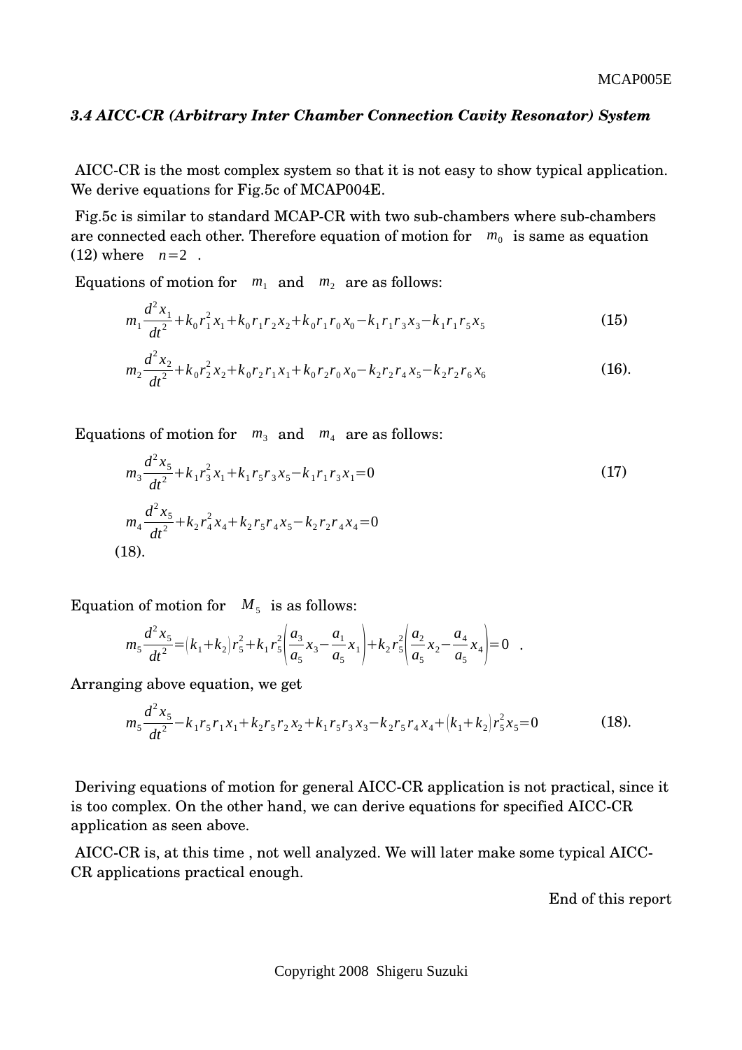### *3.4 AICC-CR (Arbitrary Inter Chamber Connection Cavity Resonator) System*

AICC-CR is the most complex system so that it is not easy to show typical application. We derive equations for Fig.5c of MCAP004E.

Fig.5c is similar to standard MCAP-CR with two sub-chambers where sub-chambers are connected each other. Therefore equation of motion for $m_0$ is same as equation (12) where $n=2$ .

Equations of motion for $m_1$ and $m_2$ are as follows:

$$m_1 \frac{d^2 x_1}{dt^2} + k_0 r_1^2 x_1 + k_0 r_1 r_2 x_2 + k_0 r_1 r_0 x_0 - k_1 r_1 r_3 x_3 - k_1 r_1 r_5 x_5 \tag{15}$$

$$m_2 \frac{d^2 x_2}{dt^2} + k_0 r_2^2 x_2 + k_0 r_2 r_1 x_1 + k_0 r_2 r_0 x_0 - k_2 r_2 r_4 x_5 - k_2 r_2 r_6 x_6 \tag{16}$$

Equations of motion for $m_3$ and $m_4$ are as follows:

$$m_3 \frac{d^2 x_5}{dt^2} + k_1 r_3^2 x_1 + k_1 r_5 r_3 x_5 - k_1 r_1 r_3 x_1 = 0 \tag{17}$$

$$m_4 \frac{d^2 x_5}{dt^2} + k_2 r_4^2 x_4 + k_2 r_5 r_4 x_5 - k_2 r_2 r_4 x_4 = 0$$

(18).

Equation of motion for $M_5$ is as follows:

$$m_5 \frac{d^2 x_5}{dt^2} = (k_1 + k_2) r_5^2 + k_1 r_5^2 \left( \frac{a_3}{a_5} x_3 - \frac{a_1}{a_5} x_1 \right) + k_2 r_5^2 \left( \frac{a_2}{a_5} x_2 - \frac{a_4}{a_5} x_4 \right) = 0 \quad .$$

Arranging above equation, we get

$$m_5 \frac{d^2 x_5}{dt^2} - k_1 r_5 r_1 x_1 + k_2 r_5 r_2 x_2 + k_1 r_5 r_3 x_3 - k_2 r_5 r_4 x_4 + (k_1 + k_2) r_5^2 x_5 = 0 \tag{18}$$

Deriving equations of motion for general AICC-CR application is not practical, since it is too complex. On the other hand, we can derive equations for specified AICC-CR application as seen above.

AICC-CR is, at this time , not well analyzed. We will later make some typical AICC-CR applications practical enough.

End of this report

Copyright 2008 Shigeru Suzuki